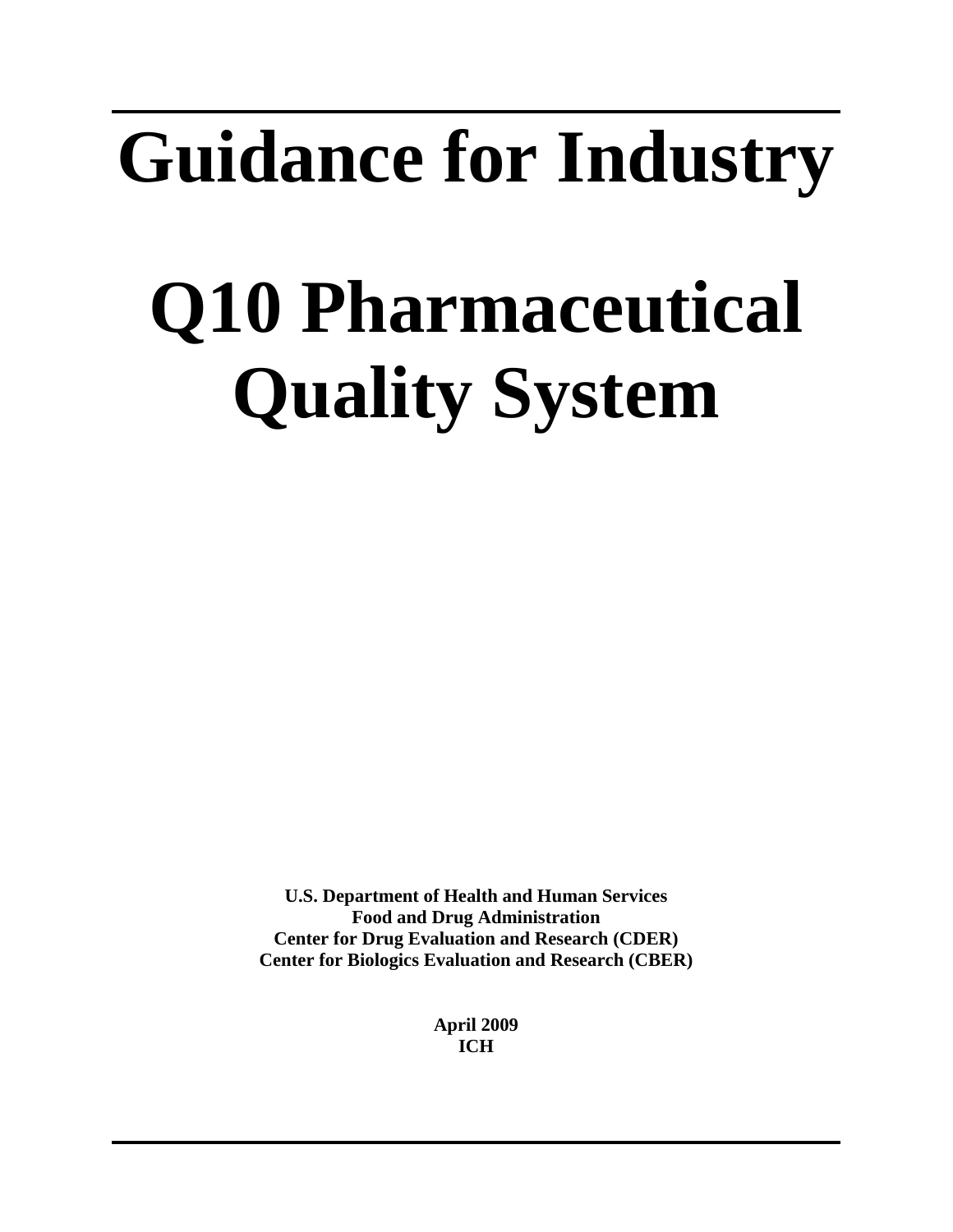# Guidance for Industry

# Q10 Pharmaceutical Quality System

**U.S. Department of Health and Human Services**
**Food and Drug Administration**
**Center for Drug Evaluation and Research (CDER)**
**Center for Biologics Evaluation and Research (CBER)**

**April 2009**
**ICH**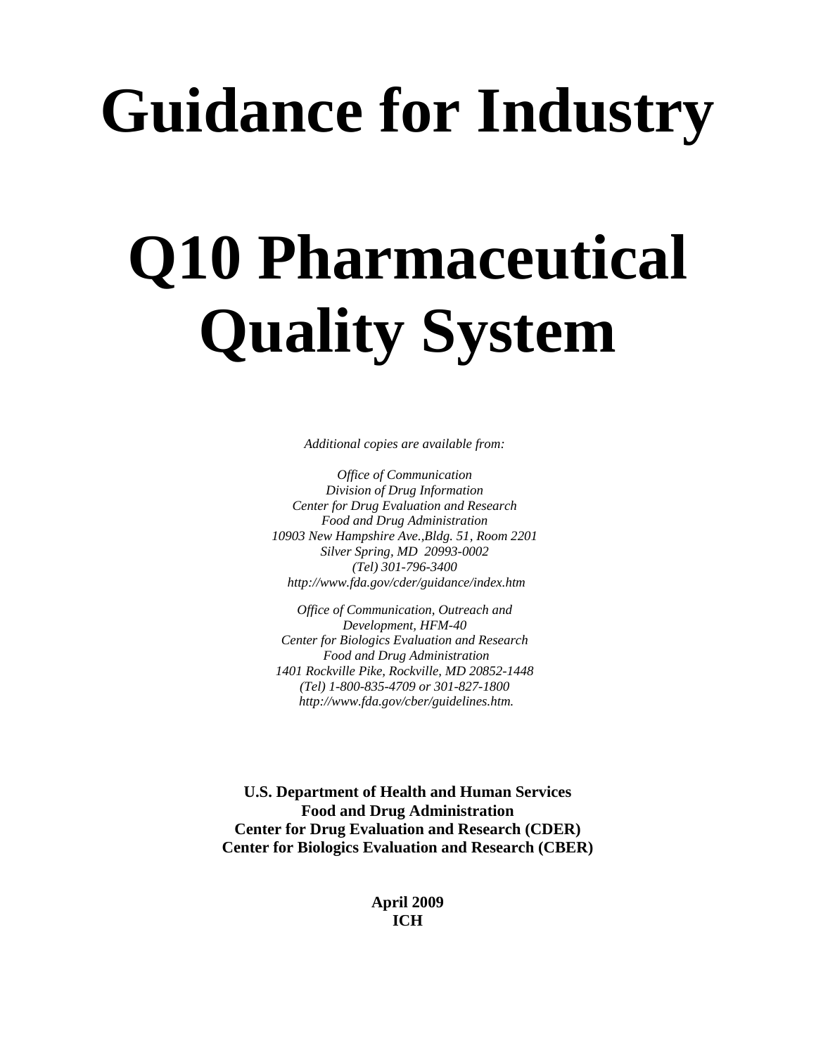# Guidance for Industry

# Q10 Pharmaceutical Quality System

*Additional copies are available from:*

*Office of Communication*
*Division of Drug Information*
*Center for Drug Evaluation and Research*
*Food and Drug Administration*
*10903 New Hampshire Ave.,Bldg. 51, Room 2201*
*Silver Spring, MD 20993-0002*
*(Tel) 301-796-3400*
*http://www.fda.gov/cder/guidance/index.htm*

*Office of Communication, Outreach and Development, HFM-40*
*Center for Biologics Evaluation and Research*
*Food and Drug Administration*
*1401 Rockville Pike, Rockville, MD 20852-1448*
*(Tel) 1-800-835-4709 or 301-827-1800*
*http://www.fda.gov/cber/guidelines.htm.*

**U.S. Department of Health and Human Services**
**Food and Drug Administration**
**Center for Drug Evaluation and Research (CDER)**
**Center for Biologics Evaluation and Research (CBER)**

**April 2009**
**ICH**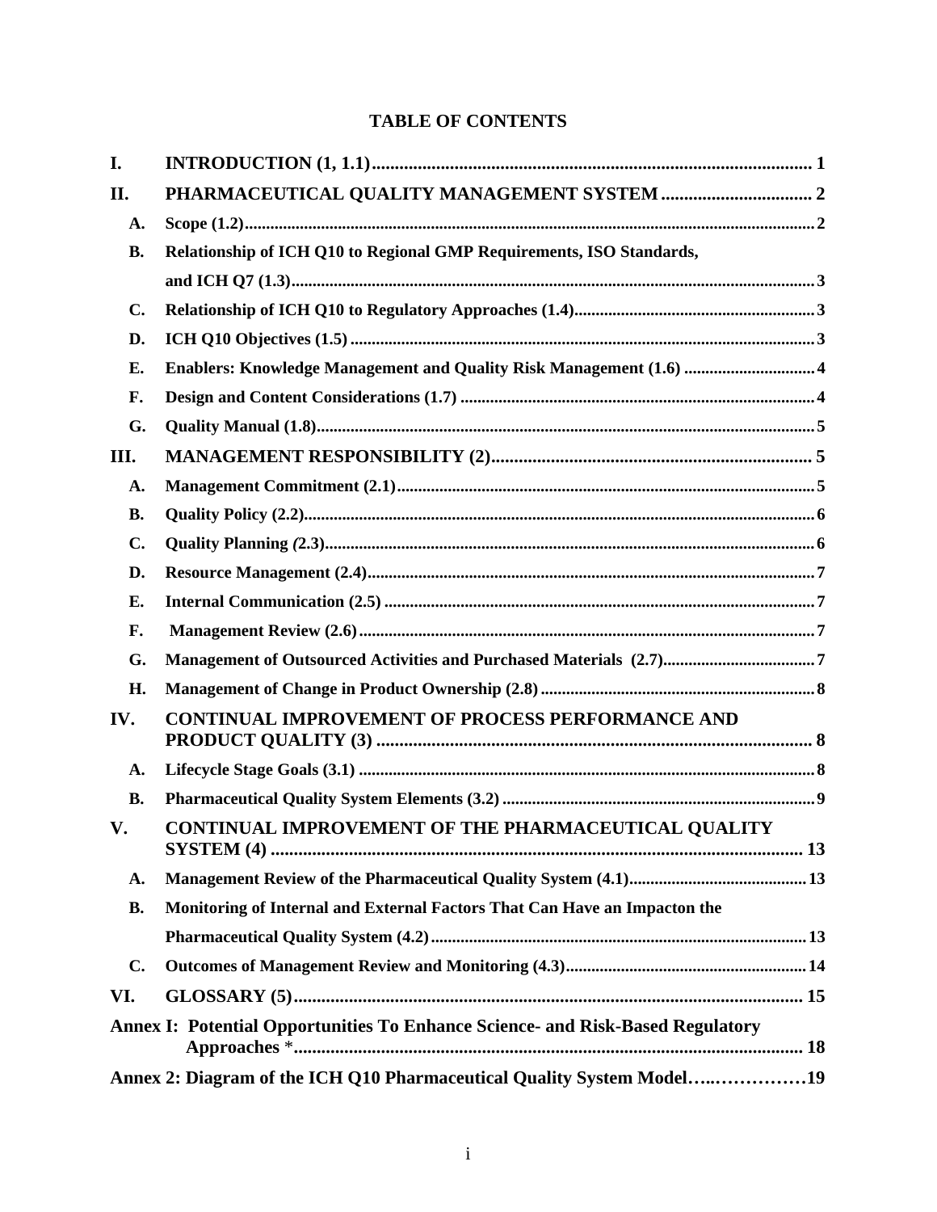# TABLE OF CONTENTS

| | | |
|---|---|---|
| **I.** | **INTRODUCTION (1, 1.1)** | **1** |
| **II.** | **PHARMACEUTICAL QUALITY MANAGEMENT SYSTEM** | **2** |
| **A.** | **Scope (1.2)** | **2** |
| **B.** | **Relationship of ICH Q10 to Regional GMP Requirements, ISO Standards, and ICH Q7 (1.3)** | **3** |
| **C.** | **Relationship of ICH Q10 to Regulatory Approaches (1.4)** | **3** |
| **D.** | **ICH Q10 Objectives (1.5)** | **3** |
| **E.** | **Enablers: Knowledge Management and Quality Risk Management (1.6)** | **4** |
| **F.** | **Design and Content Considerations (1.7)** | **4** |
| **G.** | **Quality Manual (1.8)** | **5** |
| **III.** | **MANAGEMENT RESPONSIBILITY (2)** | **5** |
| **A.** | **Management Commitment (2.1)** | **5** |
| **B.** | **Quality Policy (2.2)** | **6** |
| **C.** | **Quality Planning *(*2.3)** | **6** |
| **D.** | **Resource Management (2.4)** | **7** |
| **E.** | **Internal Communication (2.5)** | **7** |
| **F.** | **Management Review (2.6)** | **7** |
| **G.** | **Management of Outsourced Activities and Purchased Materials (2.7)** | **7** |
| **H.** | **Management of Change in Product Ownership (2.8)** | **8** |
| **IV.** | **CONTINUAL IMPROVEMENT OF PROCESS PERFORMANCE AND PRODUCT QUALITY (3)** | **8** |
| **A.** | **Lifecycle Stage Goals (3.1)** | **8** |
| **B.** | **Pharmaceutical Quality System Elements (3.2)** | **9** |
| **V.** | **CONTINUAL IMPROVEMENT OF THE PHARMACEUTICAL QUALITY SYSTEM (4)** | **13** |
| **A.** | **Management Review of the Pharmaceutical Quality System (4.1)** | **13** |
| **B.** | **Monitoring of Internal and External Factors That Can Have an Impacton the Pharmaceutical Quality System (4.2)** | **13** |
| **C.** | **Outcomes of Management Review and Monitoring (4.3)** | **14** |
| **VI.** | **GLOSSARY (5)** | **15** |
| **Annex I:** | **Potential Opportunities To Enhance Science- and Risk-Based Regulatory Approaches** * | **18** |
| **Annex 2:** | **Diagram of the ICH Q10 Pharmaceutical Quality System Model** | **19** |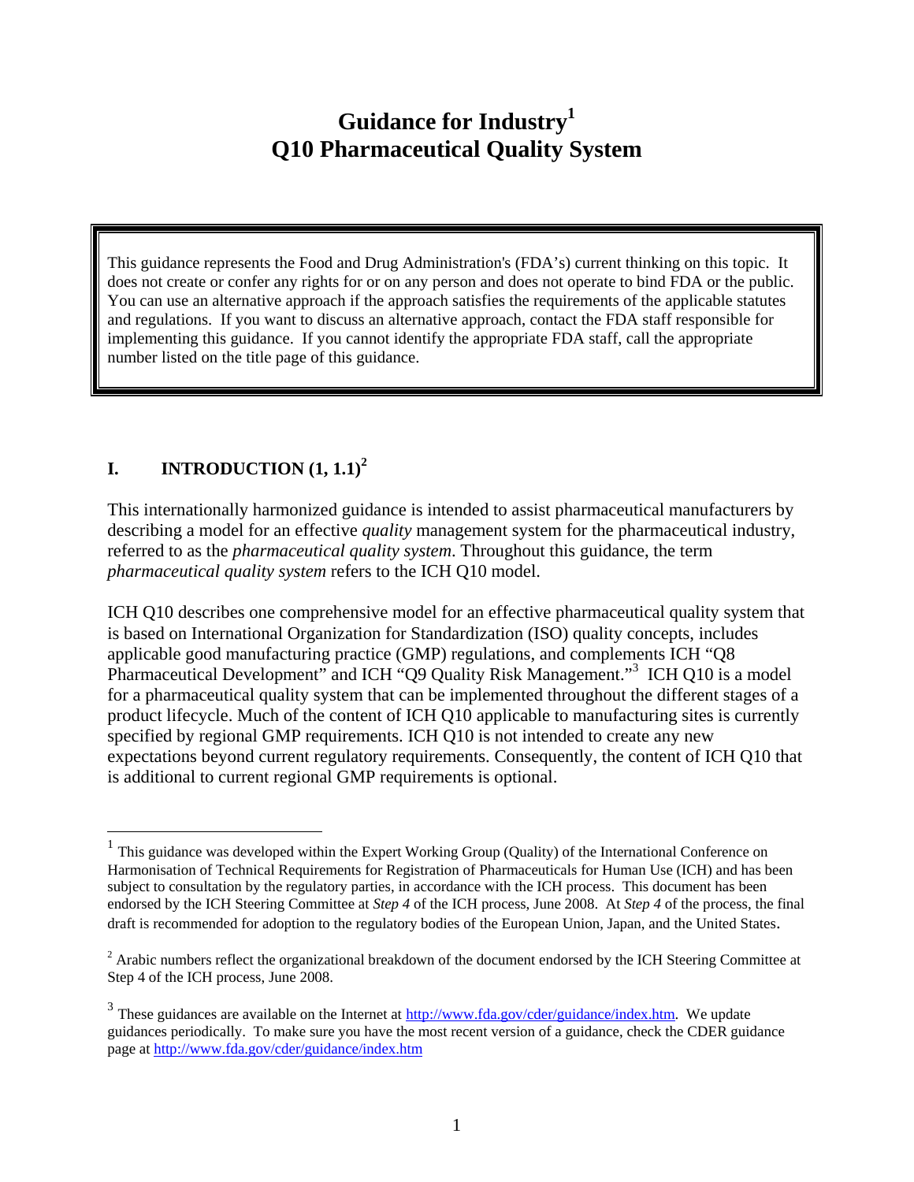# Guidance for Industry[1]
# Q10 Pharmaceutical Quality System

> This guidance represents the Food and Drug Administration's (FDA's) current thinking on this topic. It does not create or confer any rights for or on any person and does not operate to bind FDA or the public. You can use an alternative approach if the approach satisfies the requirements of the applicable statutes and regulations. If you want to discuss an alternative approach, contact the FDA staff responsible for implementing this guidance. If you cannot identify the appropriate FDA staff, call the appropriate number listed on the title page of this guidance.

## I. INTRODUCTION (1, 1.1)[2]

This internationally harmonized guidance is intended to assist pharmaceutical manufacturers by describing a model for an effective *quality* management system for the pharmaceutical industry, referred to as the *pharmaceutical quality system*. Throughout this guidance, the term *pharmaceutical quality system* refers to the ICH Q10 model.

ICH Q10 describes one comprehensive model for an effective pharmaceutical quality system that is based on International Organization for Standardization (ISO) quality concepts, includes applicable good manufacturing practice (GMP) regulations, and complements ICH "Q8 Pharmaceutical Development" and ICH "Q9 Quality Risk Management."[3] ICH Q10 is a model for a pharmaceutical quality system that can be implemented throughout the different stages of a product lifecycle. Much of the content of ICH Q10 applicable to manufacturing sites is currently specified by regional GMP requirements. ICH Q10 is not intended to create any new expectations beyond current regulatory requirements. Consequently, the content of ICH Q10 that is additional to current regional GMP requirements is optional.

---

[1] This guidance was developed within the Expert Working Group (Quality) of the International Conference on Harmonisation of Technical Requirements for Registration of Pharmaceuticals for Human Use (ICH) and has been subject to consultation by the regulatory parties, in accordance with the ICH process. This document has been endorsed by the ICH Steering Committee at *Step 4* of the ICH process, June 2008. At *Step 4* of the process, the final draft is recommended for adoption to the regulatory bodies of the European Union, Japan, and the United States.

[2] Arabic numbers reflect the organizational breakdown of the document endorsed by the ICH Steering Committee at Step 4 of the ICH process, June 2008.

[3] These guidances are available on the Internet at http://www.fda.gov/cder/guidance/index.htm. We update guidances periodically. To make sure you have the most recent version of a guidance, check the CDER guidance page at http://www.fda.gov/cder/guidance/index.htm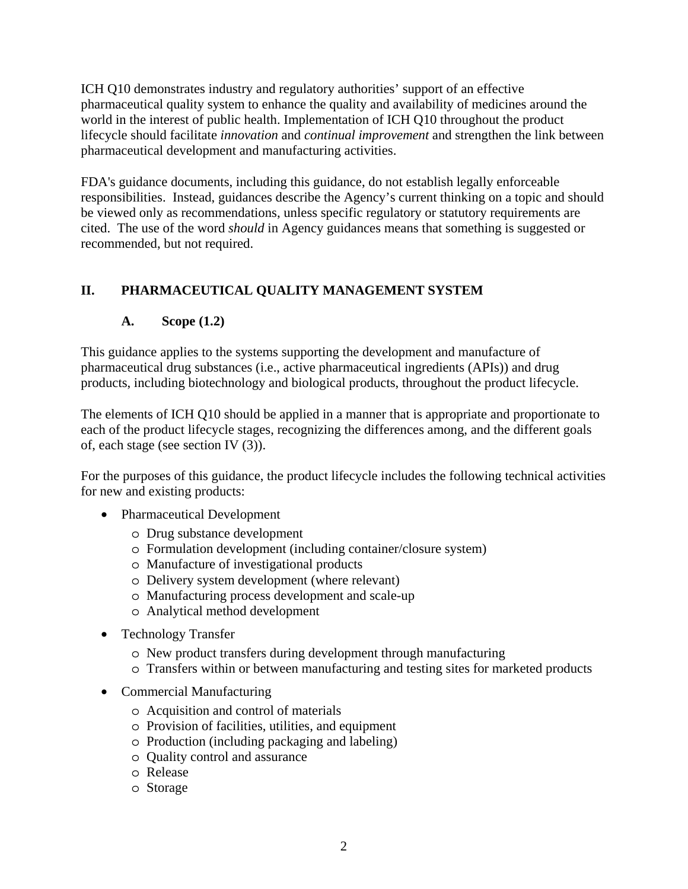ICH Q10 demonstrates industry and regulatory authorities' support of an effective pharmaceutical quality system to enhance the quality and availability of medicines around the world in the interest of public health. Implementation of ICH Q10 throughout the product lifecycle should facilitate *innovation* and *continual improvement* and strengthen the link between pharmaceutical development and manufacturing activities.

FDA's guidance documents, including this guidance, do not establish legally enforceable responsibilities. Instead, guidances describe the Agency's current thinking on a topic and should be viewed only as recommendations, unless specific regulatory or statutory requirements are cited. The use of the word *should* in Agency guidances means that something is suggested or recommended, but not required.

## II. PHARMACEUTICAL QUALITY MANAGEMENT SYSTEM

### A. Scope (1.2)

This guidance applies to the systems supporting the development and manufacture of pharmaceutical drug substances (i.e., active pharmaceutical ingredients (APIs)) and drug products, including biotechnology and biological products, throughout the product lifecycle.

The elements of ICH Q10 should be applied in a manner that is appropriate and proportionate to each of the product lifecycle stages, recognizing the differences among, and the different goals of, each stage (see section IV (3)).

For the purposes of this guidance, the product lifecycle includes the following technical activities for new and existing products:

- Pharmaceutical Development
  - Drug substance development
  - Formulation development (including container/closure system)
  - Manufacture of investigational products
  - Delivery system development (where relevant)
  - Manufacturing process development and scale-up
  - Analytical method development
- Technology Transfer
  - New product transfers during development through manufacturing
  - Transfers within or between manufacturing and testing sites for marketed products
- Commercial Manufacturing
  - Acquisition and control of materials
  - Provision of facilities, utilities, and equipment
  - Production (including packaging and labeling)
  - Quality control and assurance
  - Release
  - Storage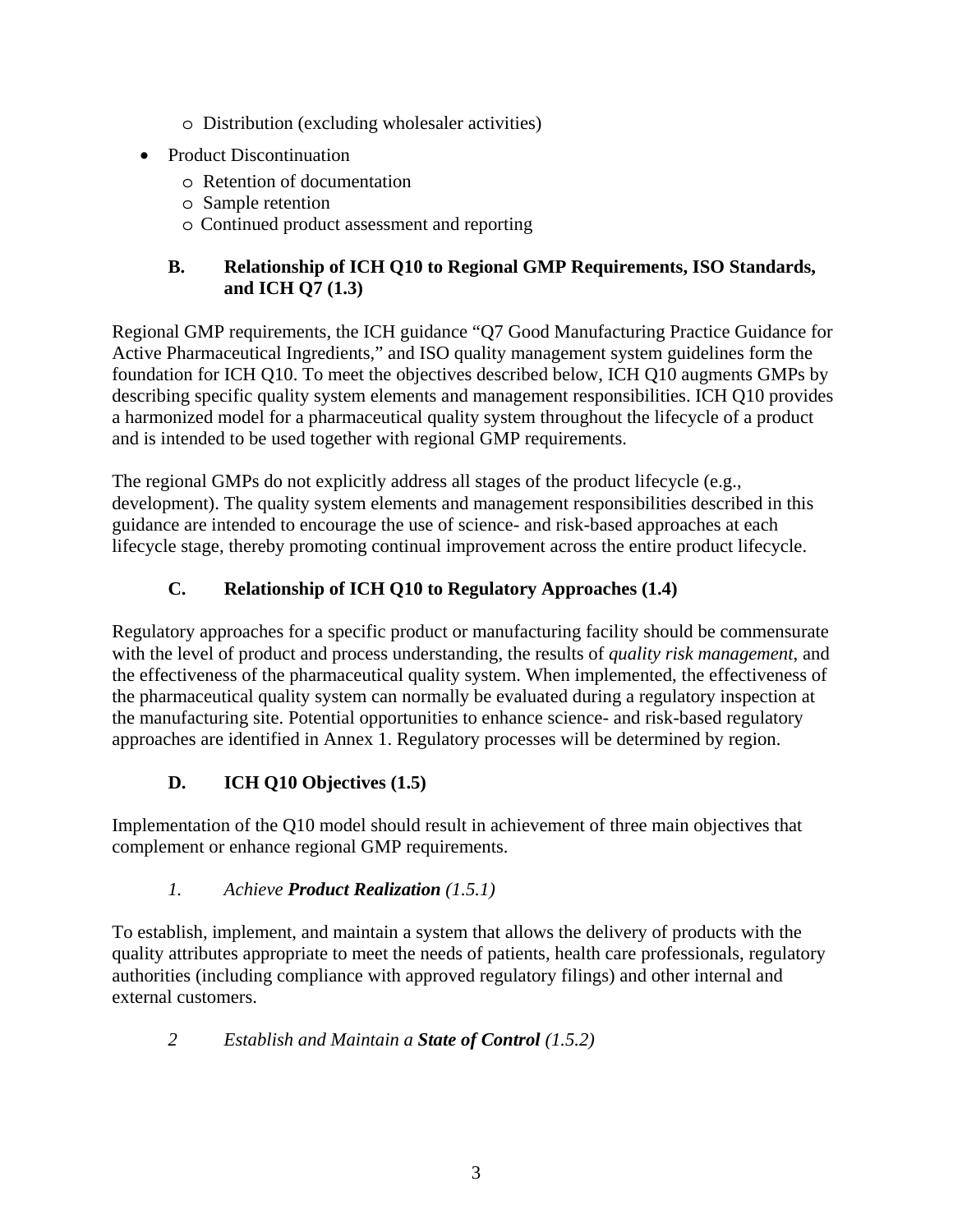- Distribution (excluding wholesaler activities)

- Product Discontinuation
  - Retention of documentation
  - Sample retention
  - Continued product assessment and reporting

### B. Relationship of ICH Q10 to Regional GMP Requirements, ISO Standards, and ICH Q7 (1.3)

Regional GMP requirements, the ICH guidance "Q7 Good Manufacturing Practice Guidance for Active Pharmaceutical Ingredients," and ISO quality management system guidelines form the foundation for ICH Q10. To meet the objectives described below, ICH Q10 augments GMPs by describing specific quality system elements and management responsibilities. ICH Q10 provides a harmonized model for a pharmaceutical quality system throughout the lifecycle of a product and is intended to be used together with regional GMP requirements.

The regional GMPs do not explicitly address all stages of the product lifecycle (e.g., development). The quality system elements and management responsibilities described in this guidance are intended to encourage the use of science- and risk-based approaches at each lifecycle stage, thereby promoting continual improvement across the entire product lifecycle.

### C. Relationship of ICH Q10 to Regulatory Approaches (1.4)

Regulatory approaches for a specific product or manufacturing facility should be commensurate with the level of product and process understanding, the results of *quality risk management*, and the effectiveness of the pharmaceutical quality system. When implemented, the effectiveness of the pharmaceutical quality system can normally be evaluated during a regulatory inspection at the manufacturing site. Potential opportunities to enhance science- and risk-based regulatory approaches are identified in Annex 1. Regulatory processes will be determined by region.

### D. ICH Q10 Objectives (1.5)

Implementation of the Q10 model should result in achievement of three main objectives that complement or enhance regional GMP requirements.

#### *1. Achieve **Product Realization** (1.5.1)*

To establish, implement, and maintain a system that allows the delivery of products with the quality attributes appropriate to meet the needs of patients, health care professionals, regulatory authorities (including compliance with approved regulatory filings) and other internal and external customers.

#### *2 Establish and Maintain a **State of Control** (1.5.2)*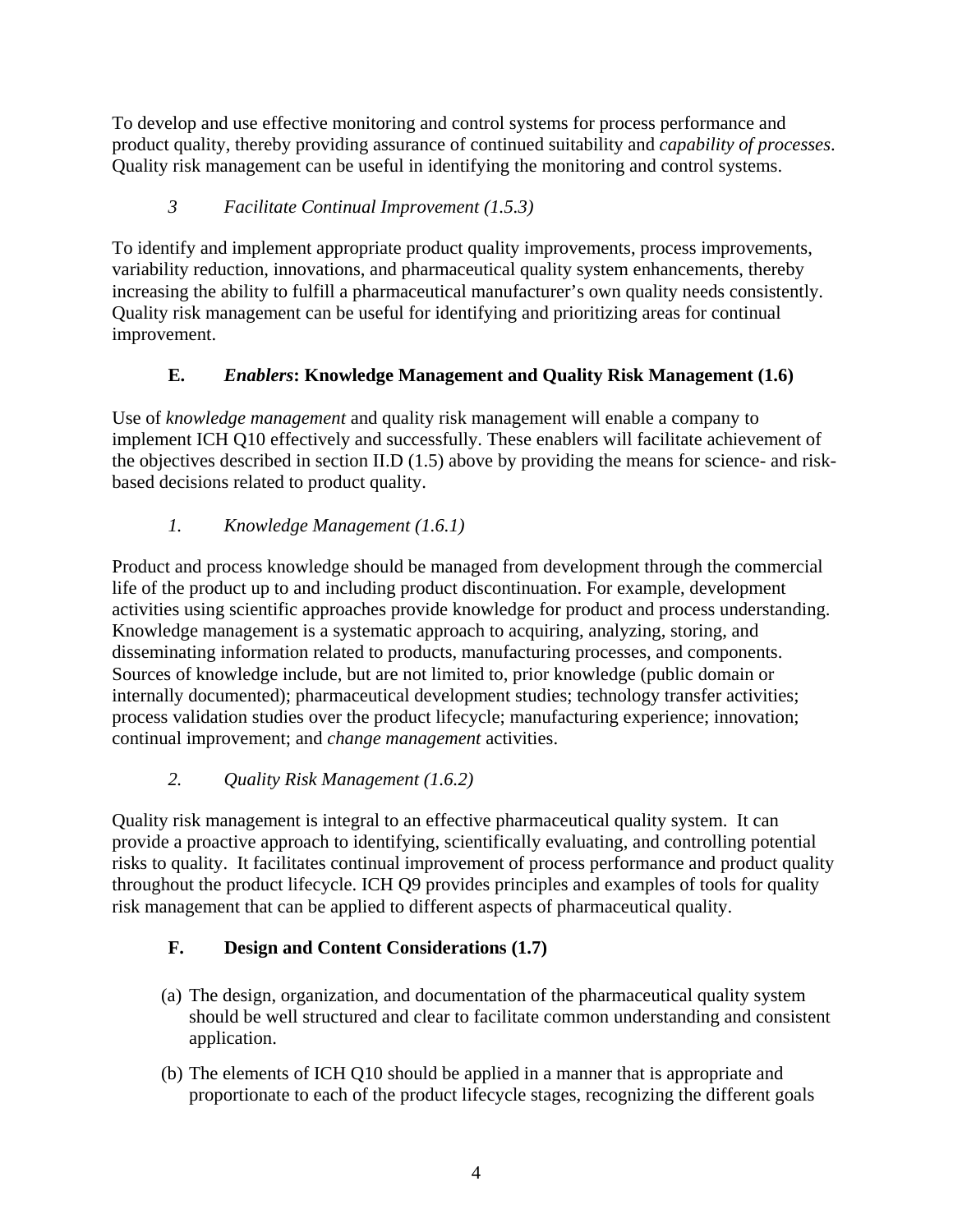To develop and use effective monitoring and control systems for process performance and product quality, thereby providing assurance of continued suitability and *capability of processes*. Quality risk management can be useful in identifying the monitoring and control systems.

### *3 Facilitate Continual Improvement (1.5.3)*

To identify and implement appropriate product quality improvements, process improvements, variability reduction, innovations, and pharmaceutical quality system enhancements, thereby increasing the ability to fulfill a pharmaceutical manufacturer's own quality needs consistently. Quality risk management can be useful for identifying and prioritizing areas for continual improvement.

## E. *Enablers*: Knowledge Management and Quality Risk Management (1.6)

Use of *knowledge management* and quality risk management will enable a company to implement ICH Q10 effectively and successfully. These enablers will facilitate achievement of the objectives described in section II.D (1.5) above by providing the means for science- and risk-based decisions related to product quality.

### *1. Knowledge Management (1.6.1)*

Product and process knowledge should be managed from development through the commercial life of the product up to and including product discontinuation. For example, development activities using scientific approaches provide knowledge for product and process understanding. Knowledge management is a systematic approach to acquiring, analyzing, storing, and disseminating information related to products, manufacturing processes, and components. Sources of knowledge include, but are not limited to, prior knowledge (public domain or internally documented); pharmaceutical development studies; technology transfer activities; process validation studies over the product lifecycle; manufacturing experience; innovation; continual improvement; and *change management* activities.

### *2. Quality Risk Management (1.6.2)*

Quality risk management is integral to an effective pharmaceutical quality system. It can provide a proactive approach to identifying, scientifically evaluating, and controlling potential risks to quality. It facilitates continual improvement of process performance and product quality throughout the product lifecycle. ICH Q9 provides principles and examples of tools for quality risk management that can be applied to different aspects of pharmaceutical quality.

## F. Design and Content Considerations (1.7)

(a) The design, organization, and documentation of the pharmaceutical quality system should be well structured and clear to facilitate common understanding and consistent application.

(b) The elements of ICH Q10 should be applied in a manner that is appropriate and proportionate to each of the product lifecycle stages, recognizing the different goals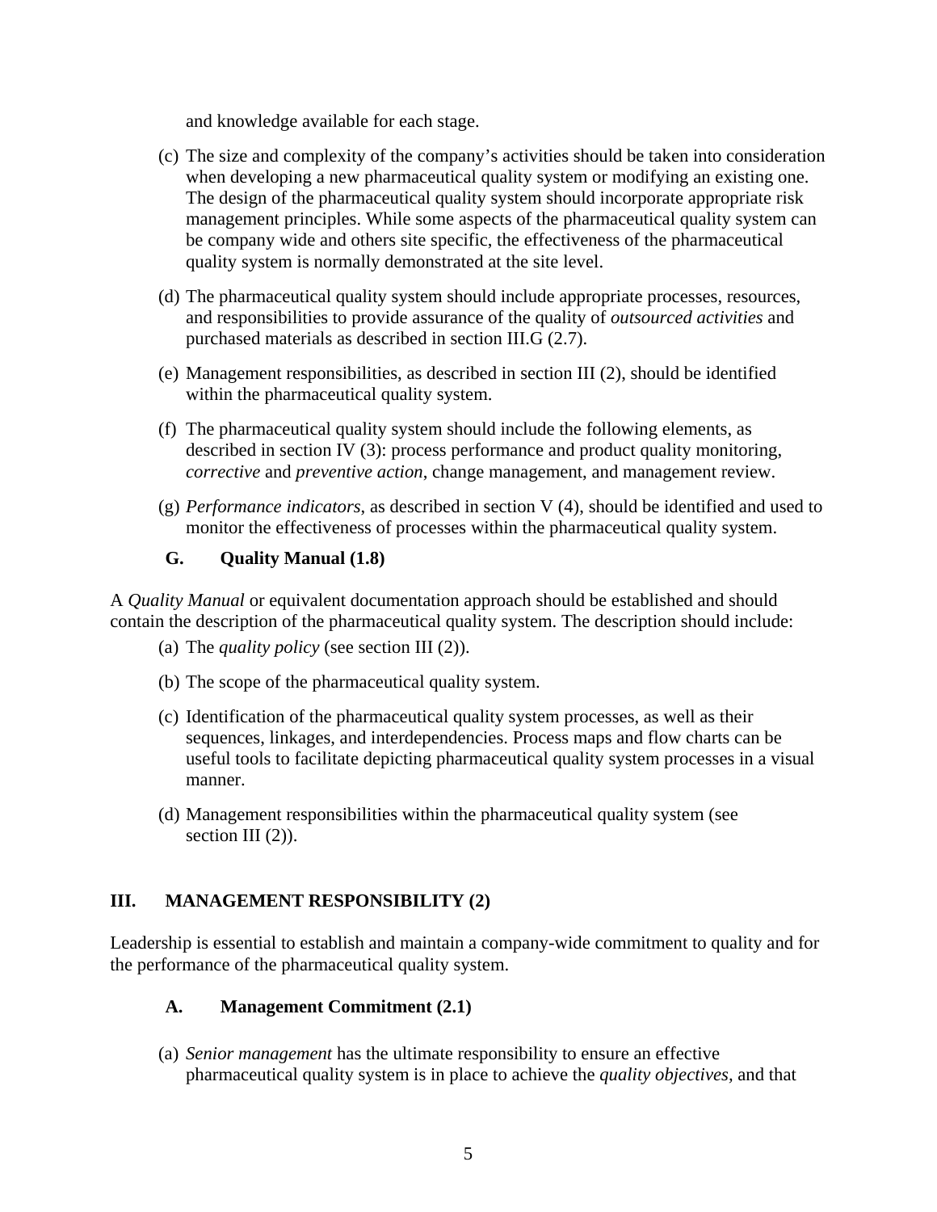and knowledge available for each stage.

(c) The size and complexity of the company's activities should be taken into consideration when developing a new pharmaceutical quality system or modifying an existing one. The design of the pharmaceutical quality system should incorporate appropriate risk management principles. While some aspects of the pharmaceutical quality system can be company wide and others site specific, the effectiveness of the pharmaceutical quality system is normally demonstrated at the site level.

(d) The pharmaceutical quality system should include appropriate processes, resources, and responsibilities to provide assurance of the quality of *outsourced activities* and purchased materials as described in section III.G (2.7).

(e) Management responsibilities, as described in section III (2), should be identified within the pharmaceutical quality system.

(f) The pharmaceutical quality system should include the following elements, as described in section IV (3): process performance and product quality monitoring, *corrective* and *preventive action*, change management, and management review.

(g) *Performance indicators*, as described in section V (4), should be identified and used to monitor the effectiveness of processes within the pharmaceutical quality system.

### G. Quality Manual (1.8)

A *Quality Manual* or equivalent documentation approach should be established and should contain the description of the pharmaceutical quality system. The description should include:

(a) The *quality policy* (see section III (2)).

(b) The scope of the pharmaceutical quality system.

(c) Identification of the pharmaceutical quality system processes, as well as their sequences, linkages, and interdependencies. Process maps and flow charts can be useful tools to facilitate depicting pharmaceutical quality system processes in a visual manner.

(d) Management responsibilities within the pharmaceutical quality system (see section III (2)).

## III. MANAGEMENT RESPONSIBILITY (2)

Leadership is essential to establish and maintain a company-wide commitment to quality and for the performance of the pharmaceutical quality system.

### A. Management Commitment (2.1)

(a) *Senior management* has the ultimate responsibility to ensure an effective pharmaceutical quality system is in place to achieve the *quality objectives*, and that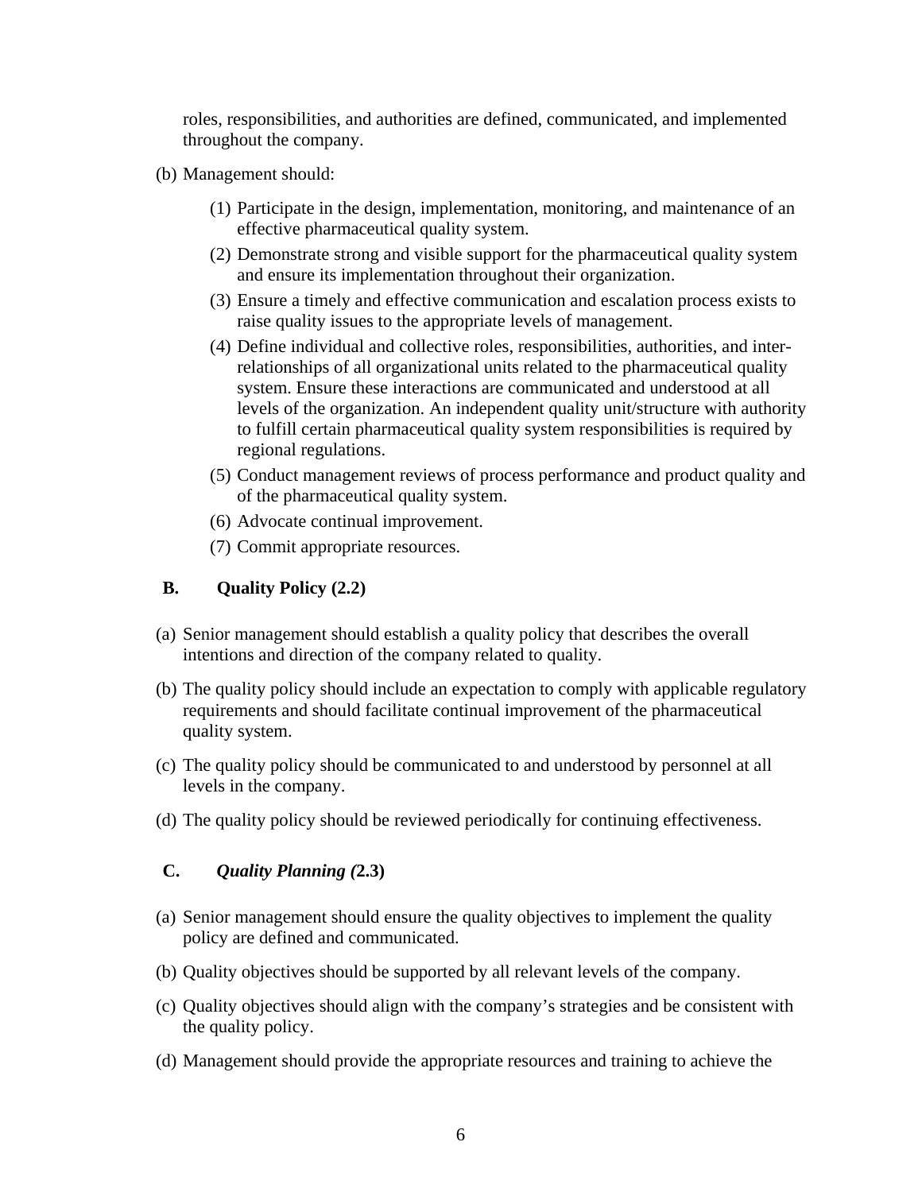roles, responsibilities, and authorities are defined, communicated, and implemented throughout the company.

(b) Management should:

(1) Participate in the design, implementation, monitoring, and maintenance of an effective pharmaceutical quality system.

(2) Demonstrate strong and visible support for the pharmaceutical quality system and ensure its implementation throughout their organization.

(3) Ensure a timely and effective communication and escalation process exists to raise quality issues to the appropriate levels of management.

(4) Define individual and collective roles, responsibilities, authorities, and inter-relationships of all organizational units related to the pharmaceutical quality system. Ensure these interactions are communicated and understood at all levels of the organization. An independent quality unit/structure with authority to fulfill certain pharmaceutical quality system responsibilities is required by regional regulations.

(5) Conduct management reviews of process performance and product quality and of the pharmaceutical quality system.

(6) Advocate continual improvement.

(7) Commit appropriate resources.

### B. Quality Policy (2.2)

(a) Senior management should establish a quality policy that describes the overall intentions and direction of the company related to quality.

(b) The quality policy should include an expectation to comply with applicable regulatory requirements and should facilitate continual improvement of the pharmaceutical quality system.

(c) The quality policy should be communicated to and understood by personnel at all levels in the company.

(d) The quality policy should be reviewed periodically for continuing effectiveness.

### C. *Quality Planning (*2.3)

(a) Senior management should ensure the quality objectives to implement the quality policy are defined and communicated.

(b) Quality objectives should be supported by all relevant levels of the company.

(c) Quality objectives should align with the company's strategies and be consistent with the quality policy.

(d) Management should provide the appropriate resources and training to achieve the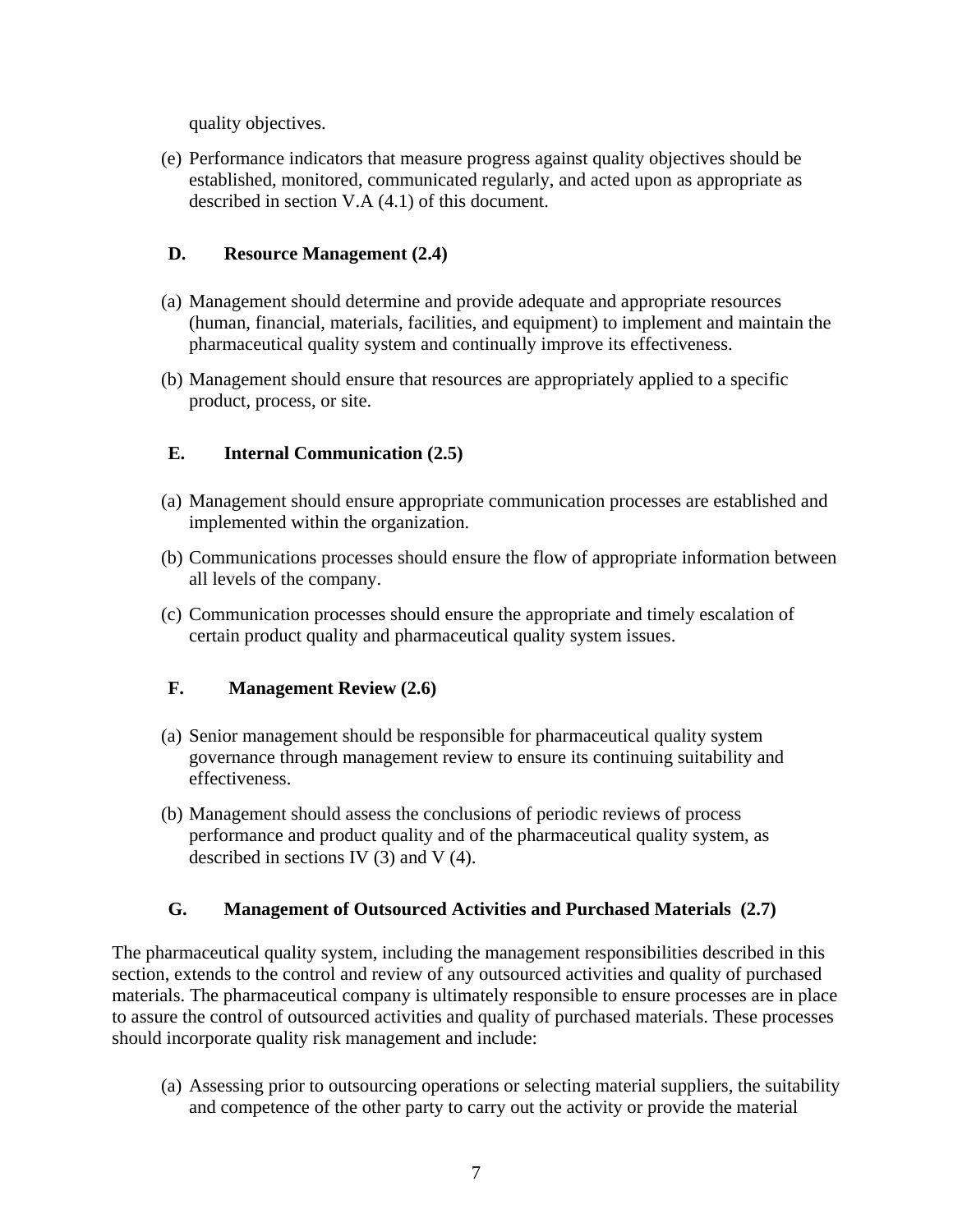quality objectives.

(e) Performance indicators that measure progress against quality objectives should be established, monitored, communicated regularly, and acted upon as appropriate as described in section V.A (4.1) of this document.

### D. Resource Management (2.4)

(a) Management should determine and provide adequate and appropriate resources (human, financial, materials, facilities, and equipment) to implement and maintain the pharmaceutical quality system and continually improve its effectiveness.

(b) Management should ensure that resources are appropriately applied to a specific product, process, or site.

### E. Internal Communication (2.5)

(a) Management should ensure appropriate communication processes are established and implemented within the organization.

(b) Communications processes should ensure the flow of appropriate information between all levels of the company.

(c) Communication processes should ensure the appropriate and timely escalation of certain product quality and pharmaceutical quality system issues.

### F. Management Review (2.6)

(a) Senior management should be responsible for pharmaceutical quality system governance through management review to ensure its continuing suitability and effectiveness.

(b) Management should assess the conclusions of periodic reviews of process performance and product quality and of the pharmaceutical quality system, as described in sections IV (3) and V (4).

### G. Management of Outsourced Activities and Purchased Materials (2.7)

The pharmaceutical quality system, including the management responsibilities described in this section, extends to the control and review of any outsourced activities and quality of purchased materials. The pharmaceutical company is ultimately responsible to ensure processes are in place to assure the control of outsourced activities and quality of purchased materials. These processes should incorporate quality risk management and include:

(a) Assessing prior to outsourcing operations or selecting material suppliers, the suitability and competence of the other party to carry out the activity or provide the material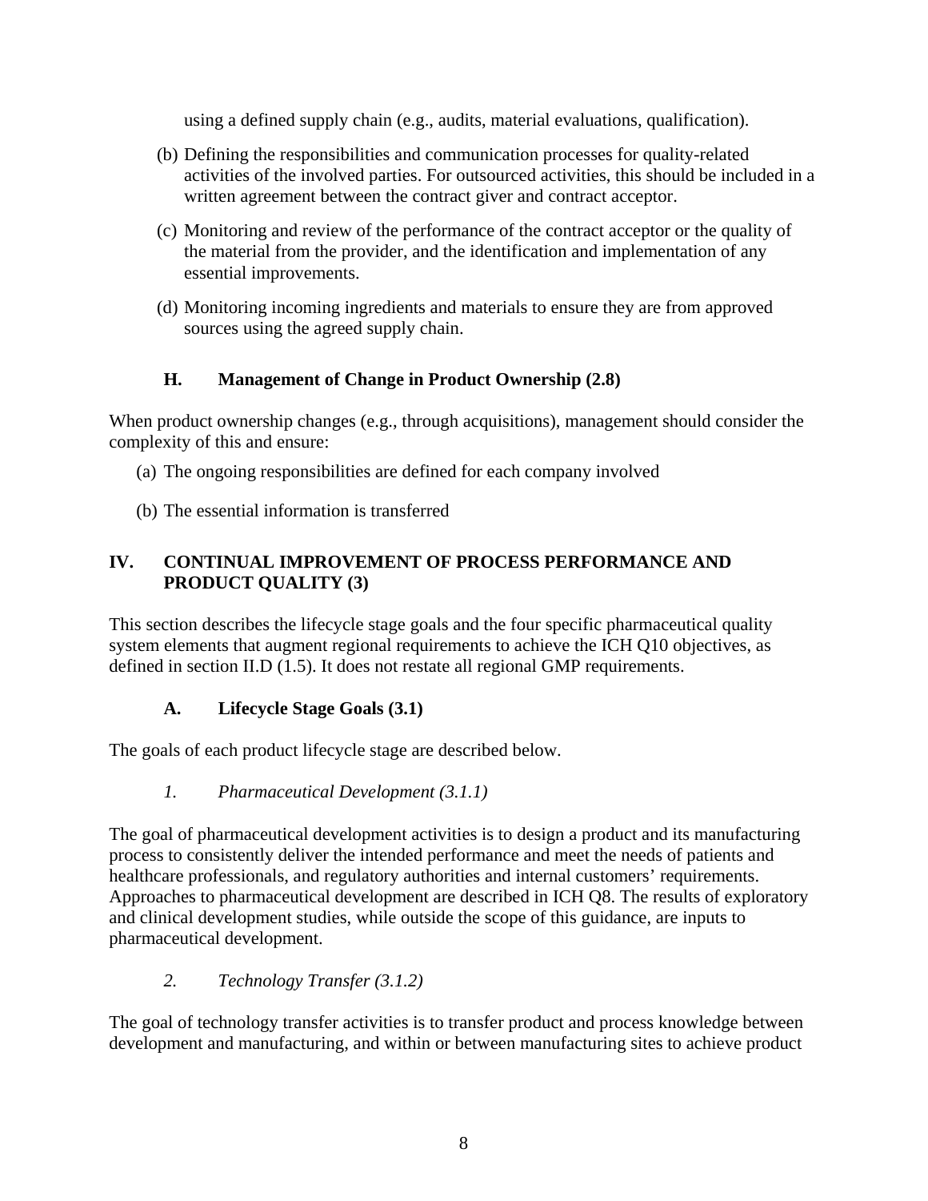using a defined supply chain (e.g., audits, material evaluations, qualification).

(b) Defining the responsibilities and communication processes for quality-related activities of the involved parties. For outsourced activities, this should be included in a written agreement between the contract giver and contract acceptor.

(c) Monitoring and review of the performance of the contract acceptor or the quality of the material from the provider, and the identification and implementation of any essential improvements.

(d) Monitoring incoming ingredients and materials to ensure they are from approved sources using the agreed supply chain.

### H. Management of Change in Product Ownership (2.8)

When product ownership changes (e.g., through acquisitions), management should consider the complexity of this and ensure:

(a) The ongoing responsibilities are defined for each company involved

(b) The essential information is transferred

## IV. CONTINUAL IMPROVEMENT OF PROCESS PERFORMANCE AND PRODUCT QUALITY (3)

This section describes the lifecycle stage goals and the four specific pharmaceutical quality system elements that augment regional requirements to achieve the ICH Q10 objectives, as defined in section II.D (1.5). It does not restate all regional GMP requirements.

### A. Lifecycle Stage Goals (3.1)

The goals of each product lifecycle stage are described below.

#### *1. Pharmaceutical Development (3.1.1)*

The goal of pharmaceutical development activities is to design a product and its manufacturing process to consistently deliver the intended performance and meet the needs of patients and healthcare professionals, and regulatory authorities and internal customers' requirements. Approaches to pharmaceutical development are described in ICH Q8. The results of exploratory and clinical development studies, while outside the scope of this guidance, are inputs to pharmaceutical development.

#### *2. Technology Transfer (3.1.2)*

The goal of technology transfer activities is to transfer product and process knowledge between development and manufacturing, and within or between manufacturing sites to achieve product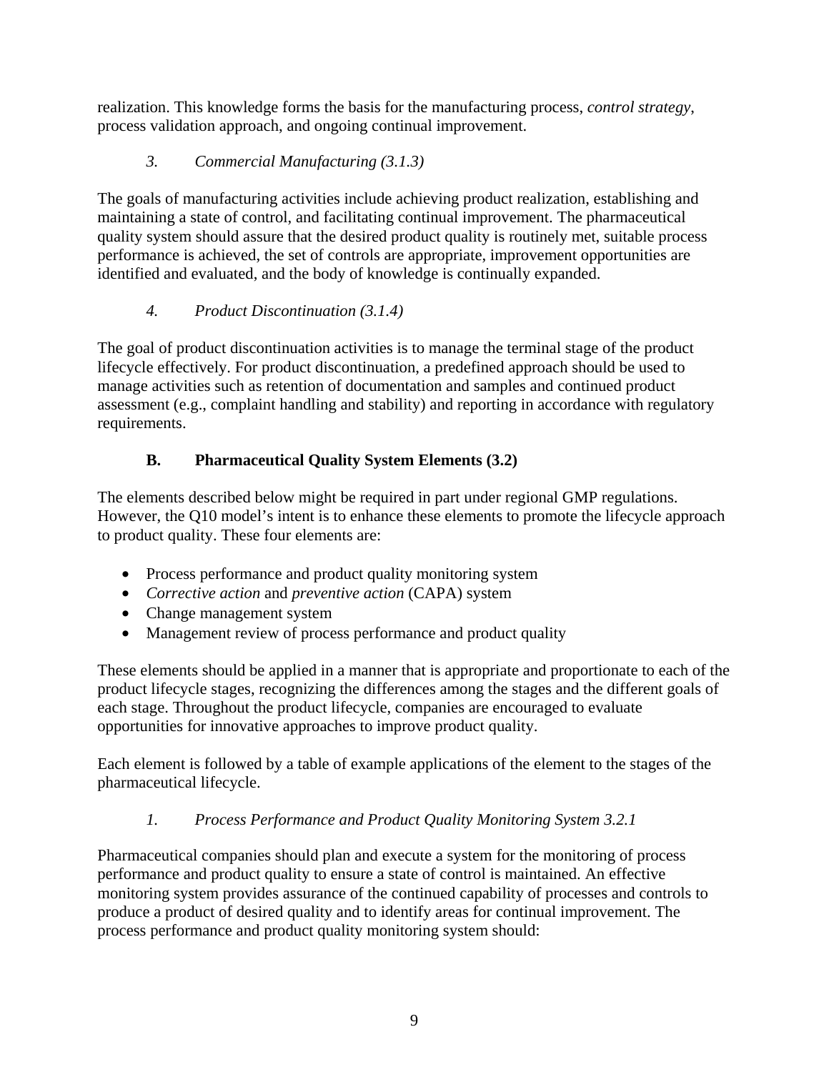realization. This knowledge forms the basis for the manufacturing process, *control strategy*, process validation approach, and ongoing continual improvement.

#### *3. Commercial Manufacturing (3.1.3)*

The goals of manufacturing activities include achieving product realization, establishing and maintaining a state of control, and facilitating continual improvement. The pharmaceutical quality system should assure that the desired product quality is routinely met, suitable process performance is achieved, the set of controls are appropriate, improvement opportunities are identified and evaluated, and the body of knowledge is continually expanded.

#### *4. Product Discontinuation (3.1.4)*

The goal of product discontinuation activities is to manage the terminal stage of the product lifecycle effectively. For product discontinuation, a predefined approach should be used to manage activities such as retention of documentation and samples and continued product assessment (e.g., complaint handling and stability) and reporting in accordance with regulatory requirements.

### **B. Pharmaceutical Quality System Elements (3.2)**

The elements described below might be required in part under regional GMP regulations. However, the Q10 model's intent is to enhance these elements to promote the lifecycle approach to product quality. These four elements are:

- Process performance and product quality monitoring system
- *Corrective action* and *preventive action* (CAPA) system
- Change management system
- Management review of process performance and product quality

These elements should be applied in a manner that is appropriate and proportionate to each of the product lifecycle stages, recognizing the differences among the stages and the different goals of each stage. Throughout the product lifecycle, companies are encouraged to evaluate opportunities for innovative approaches to improve product quality.

Each element is followed by a table of example applications of the element to the stages of the pharmaceutical lifecycle.

#### *1. Process Performance and Product Quality Monitoring System 3.2.1*

Pharmaceutical companies should plan and execute a system for the monitoring of process performance and product quality to ensure a state of control is maintained. An effective monitoring system provides assurance of the continued capability of processes and controls to produce a product of desired quality and to identify areas for continual improvement. The process performance and product quality monitoring system should: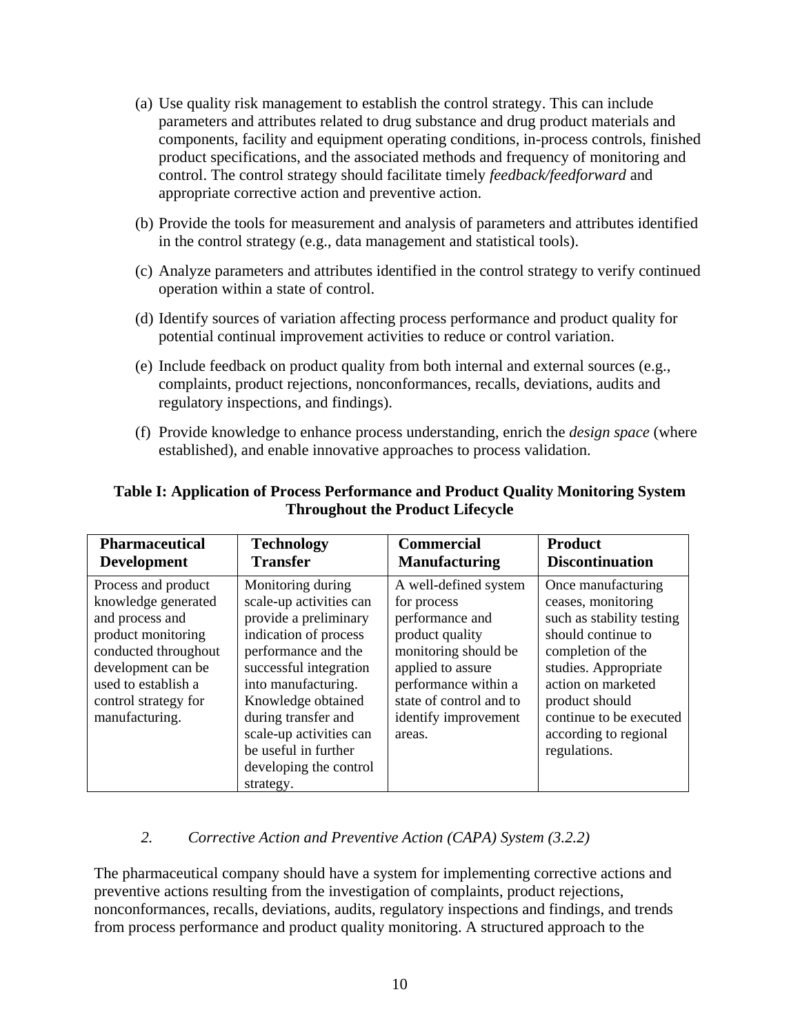(a) Use quality risk management to establish the control strategy. This can include parameters and attributes related to drug substance and drug product materials and components, facility and equipment operating conditions, in-process controls, finished product specifications, and the associated methods and frequency of monitoring and control. The control strategy should facilitate timely *feedback/feedforward* and appropriate corrective action and preventive action.

(b) Provide the tools for measurement and analysis of parameters and attributes identified in the control strategy (e.g., data management and statistical tools).

(c) Analyze parameters and attributes identified in the control strategy to verify continued operation within a state of control.

(d) Identify sources of variation affecting process performance and product quality for potential continual improvement activities to reduce or control variation.

(e) Include feedback on product quality from both internal and external sources (e.g., complaints, product rejections, nonconformances, recalls, deviations, audits and regulatory inspections, and findings).

(f) Provide knowledge to enhance process understanding, enrich the *design space* (where established), and enable innovative approaches to process validation.

**Table I: Application of Process Performance and Product Quality Monitoring System Throughout the Product Lifecycle**

| Pharmaceutical Development | Technology Transfer | Commercial Manufacturing | Product Discontinuation |
|---|---|---|---|
| Process and product knowledge generated and process and product monitoring conducted throughout development can be used to establish a control strategy for manufacturing. | Monitoring during scale-up activities can provide a preliminary indication of process performance and the successful integration into manufacturing. Knowledge obtained during transfer and scale-up activities can be useful in further developing the control strategy. | A well-defined system for process performance and product quality monitoring should be applied to assure performance within a state of control and to identify improvement areas. | Once manufacturing ceases, monitoring such as stability testing should continue to completion of the studies. Appropriate action on marketed product should continue to be executed according to regional regulations. |

### *2. Corrective Action and Preventive Action (CAPA) System (3.2.2)*

The pharmaceutical company should have a system for implementing corrective actions and preventive actions resulting from the investigation of complaints, product rejections, nonconformances, recalls, deviations, audits, regulatory inspections and findings, and trends from process performance and product quality monitoring. A structured approach to the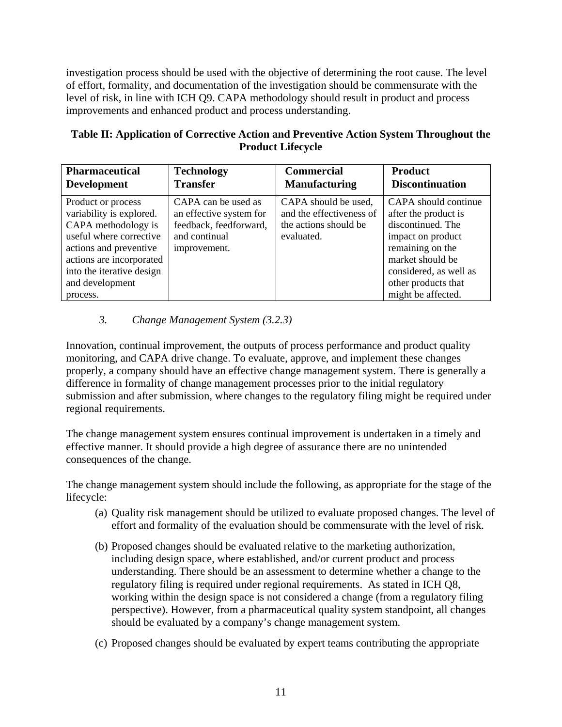investigation process should be used with the objective of determining the root cause. The level of effort, formality, and documentation of the investigation should be commensurate with the level of risk, in line with ICH Q9. CAPA methodology should result in product and process improvements and enhanced product and process understanding.

**Table II: Application of Corrective Action and Preventive Action System Throughout the Product Lifecycle**

| Pharmaceutical Development | Technology Transfer | Commercial Manufacturing | Product Discontinuation |
|---|---|---|---|
| Product or process variability is explored. CAPA methodology is useful where corrective actions and preventive actions are incorporated into the iterative design and development process. | CAPA can be used as an effective system for feedback, feedforward, and continual improvement. | CAPA should be used, and the effectiveness of the actions should be evaluated. | CAPA should continue after the product is discontinued. The impact on product remaining on the market should be considered, as well as other products that might be affected. |

### *3. Change Management System (3.2.3)*

Innovation, continual improvement, the outputs of process performance and product quality monitoring, and CAPA drive change. To evaluate, approve, and implement these changes properly, a company should have an effective change management system. There is generally a difference in formality of change management processes prior to the initial regulatory submission and after submission, where changes to the regulatory filing might be required under regional requirements.

The change management system ensures continual improvement is undertaken in a timely and effective manner. It should provide a high degree of assurance there are no unintended consequences of the change.

The change management system should include the following, as appropriate for the stage of the lifecycle:

(a) Quality risk management should be utilized to evaluate proposed changes. The level of effort and formality of the evaluation should be commensurate with the level of risk.

(b) Proposed changes should be evaluated relative to the marketing authorization, including design space, where established, and/or current product and process understanding. There should be an assessment to determine whether a change to the regulatory filing is required under regional requirements. As stated in ICH Q8, working within the design space is not considered a change (from a regulatory filing perspective). However, from a pharmaceutical quality system standpoint, all changes should be evaluated by a company's change management system.

(c) Proposed changes should be evaluated by expert teams contributing the appropriate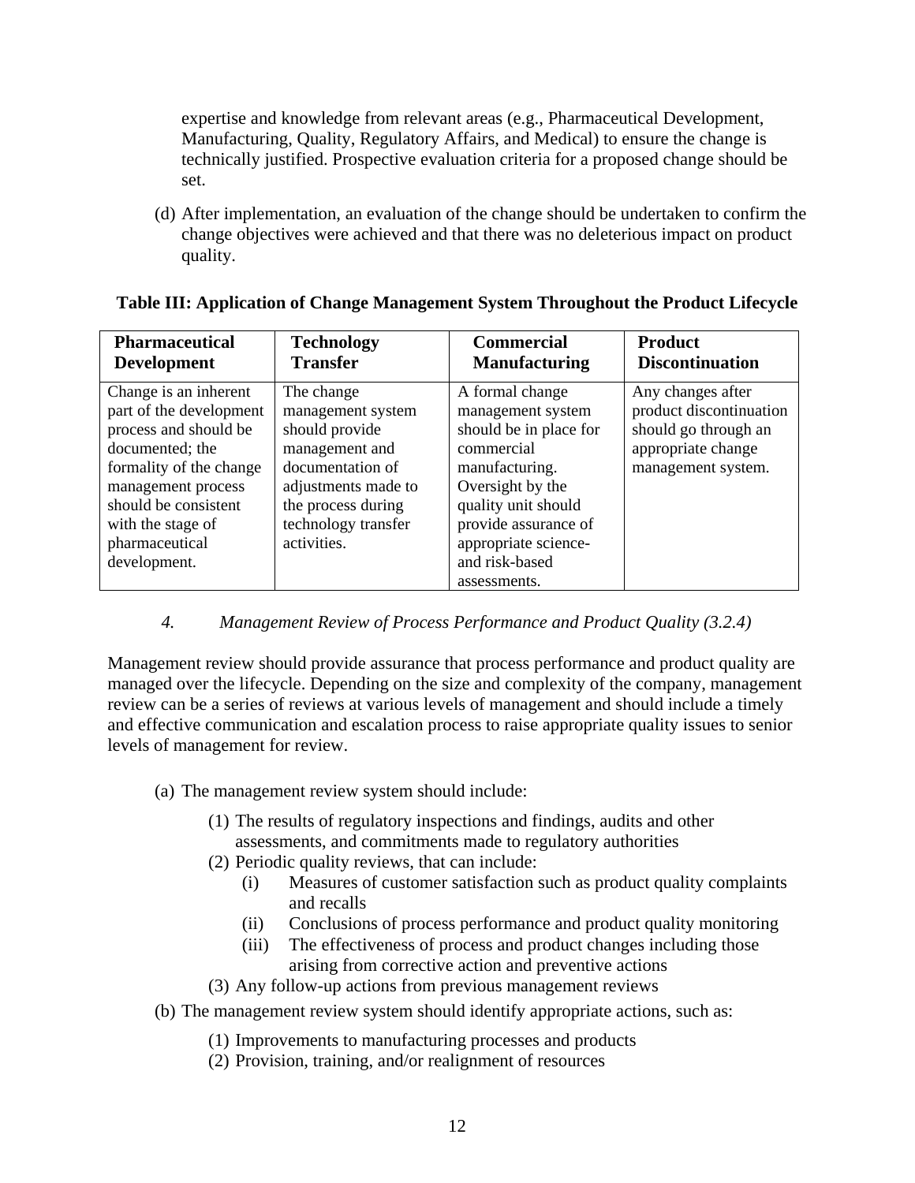expertise and knowledge from relevant areas (e.g., Pharmaceutical Development, Manufacturing, Quality, Regulatory Affairs, and Medical) to ensure the change is technically justified. Prospective evaluation criteria for a proposed change should be set.

(d) After implementation, an evaluation of the change should be undertaken to confirm the change objectives were achieved and that there was no deleterious impact on product quality.

**Table III: Application of Change Management System Throughout the Product Lifecycle**

| Pharmaceutical Development | Technology Transfer | Commercial Manufacturing | Product Discontinuation |
|---|---|---|---|
| Change is an inherent part of the development process and should be documented; the formality of the change management process should be consistent with the stage of pharmaceutical development. | The change management system should provide management and documentation of adjustments made to the process during technology transfer activities. | A formal change management system should be in place for commercial manufacturing. Oversight by the quality unit should provide assurance of appropriate science- and risk-based assessments. | Any changes after product discontinuation should go through an appropriate change management system. |

*4. Management Review of Process Performance and Product Quality (3.2.4)*

Management review should provide assurance that process performance and product quality are managed over the lifecycle. Depending on the size and complexity of the company, management review can be a series of reviews at various levels of management and should include a timely and effective communication and escalation process to raise appropriate quality issues to senior levels of management for review.

(a) The management review system should include:

(1) The results of regulatory inspections and findings, audits and other assessments, and commitments made to regulatory authorities

(2) Periodic quality reviews, that can include:

(i) Measures of customer satisfaction such as product quality complaints and recalls

(ii) Conclusions of process performance and product quality monitoring

(iii) The effectiveness of process and product changes including those arising from corrective action and preventive actions

(3) Any follow-up actions from previous management reviews

(b) The management review system should identify appropriate actions, such as:

(1) Improvements to manufacturing processes and products

(2) Provision, training, and/or realignment of resources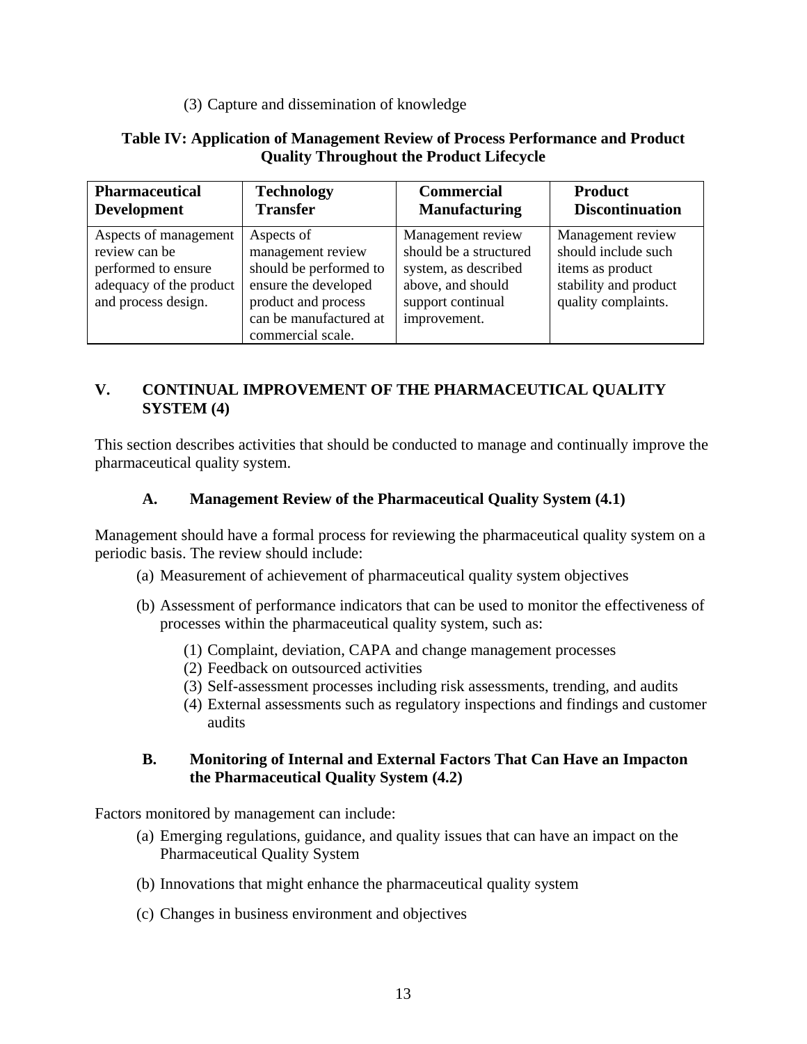(3) Capture and dissemination of knowledge

**Table IV: Application of Management Review of Process Performance and Product Quality Throughout the Product Lifecycle**

| Pharmaceutical Development | Technology Transfer | Commercial Manufacturing | Product Discontinuation |
|---|---|---|---|
| Aspects of management review can be performed to ensure adequacy of the product and process design. | Aspects of management review should be performed to ensure the developed product and process can be manufactured at commercial scale. | Management review should be a structured system, as described above, and should support continual improvement. | Management review should include such items as product stability and product quality complaints. |

## V. CONTINUAL IMPROVEMENT OF THE PHARMACEUTICAL QUALITY SYSTEM (4)

This section describes activities that should be conducted to manage and continually improve the pharmaceutical quality system.

### A. Management Review of the Pharmaceutical Quality System (4.1)

Management should have a formal process for reviewing the pharmaceutical quality system on a periodic basis. The review should include:

(a) Measurement of achievement of pharmaceutical quality system objectives

(b) Assessment of performance indicators that can be used to monitor the effectiveness of processes within the pharmaceutical quality system, such as:

(1) Complaint, deviation, CAPA and change management processes
(2) Feedback on outsourced activities
(3) Self-assessment processes including risk assessments, trending, and audits
(4) External assessments such as regulatory inspections and findings and customer audits

### B. Monitoring of Internal and External Factors That Can Have an Impacton the Pharmaceutical Quality System (4.2)

Factors monitored by management can include:

(a) Emerging regulations, guidance, and quality issues that can have an impact on the Pharmaceutical Quality System

(b) Innovations that might enhance the pharmaceutical quality system

(c) Changes in business environment and objectives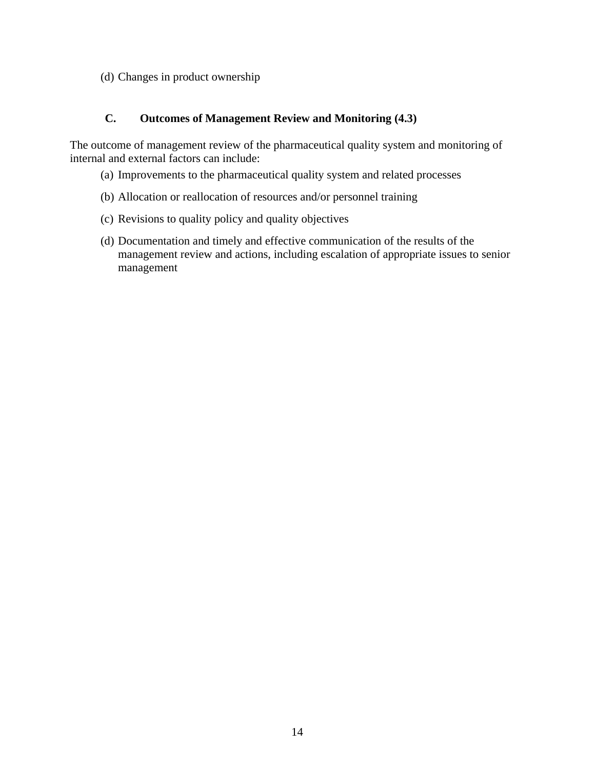(d) Changes in product ownership

### C. Outcomes of Management Review and Monitoring (4.3)

The outcome of management review of the pharmaceutical quality system and monitoring of internal and external factors can include:

(a) Improvements to the pharmaceutical quality system and related processes

(b) Allocation or reallocation of resources and/or personnel training

(c) Revisions to quality policy and quality objectives

(d) Documentation and timely and effective communication of the results of the management review and actions, including escalation of appropriate issues to senior management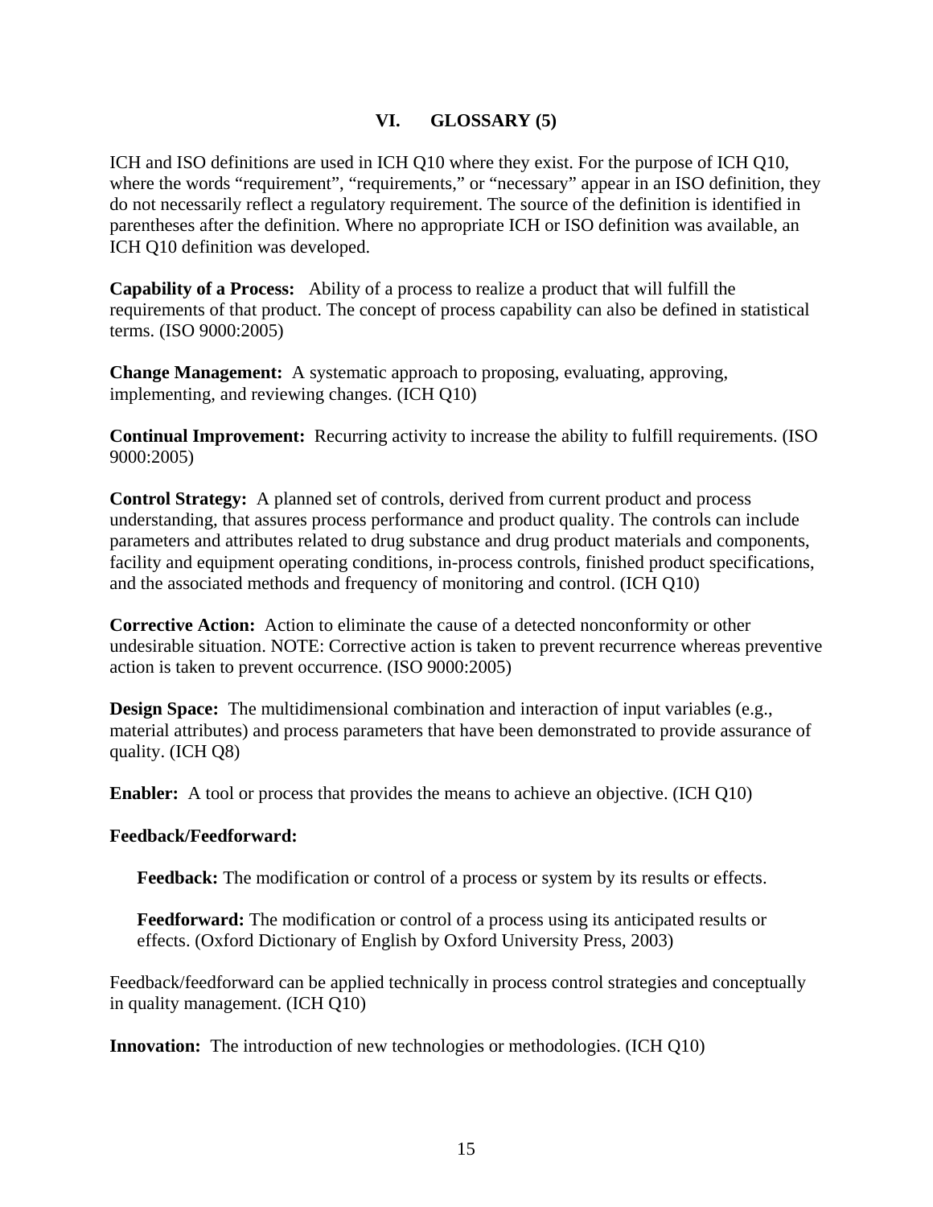## VI. GLOSSARY (5)

ICH and ISO definitions are used in ICH Q10 where they exist. For the purpose of ICH Q10, where the words "requirement", "requirements," or "necessary" appear in an ISO definition, they do not necessarily reflect a regulatory requirement. The source of the definition is identified in parentheses after the definition. Where no appropriate ICH or ISO definition was available, an ICH Q10 definition was developed.

**Capability of a Process:** Ability of a process to realize a product that will fulfill the requirements of that product. The concept of process capability can also be defined in statistical terms. (ISO 9000:2005)

**Change Management:** A systematic approach to proposing, evaluating, approving, implementing, and reviewing changes. (ICH Q10)

**Continual Improvement:** Recurring activity to increase the ability to fulfill requirements. (ISO 9000:2005)

**Control Strategy:** A planned set of controls, derived from current product and process understanding, that assures process performance and product quality. The controls can include parameters and attributes related to drug substance and drug product materials and components, facility and equipment operating conditions, in-process controls, finished product specifications, and the associated methods and frequency of monitoring and control. (ICH Q10)

**Corrective Action:** Action to eliminate the cause of a detected nonconformity or other undesirable situation. NOTE: Corrective action is taken to prevent recurrence whereas preventive action is taken to prevent occurrence. (ISO 9000:2005)

**Design Space:** The multidimensional combination and interaction of input variables (e.g., material attributes) and process parameters that have been demonstrated to provide assurance of quality. (ICH Q8)

**Enabler:** A tool or process that provides the means to achieve an objective. (ICH Q10)

**Feedback/Feedforward:**

**Feedback:** The modification or control of a process or system by its results or effects.

**Feedforward:** The modification or control of a process using its anticipated results or effects. (Oxford Dictionary of English by Oxford University Press, 2003)

Feedback/feedforward can be applied technically in process control strategies and conceptually in quality management. (ICH Q10)

**Innovation:** The introduction of new technologies or methodologies. (ICH Q10)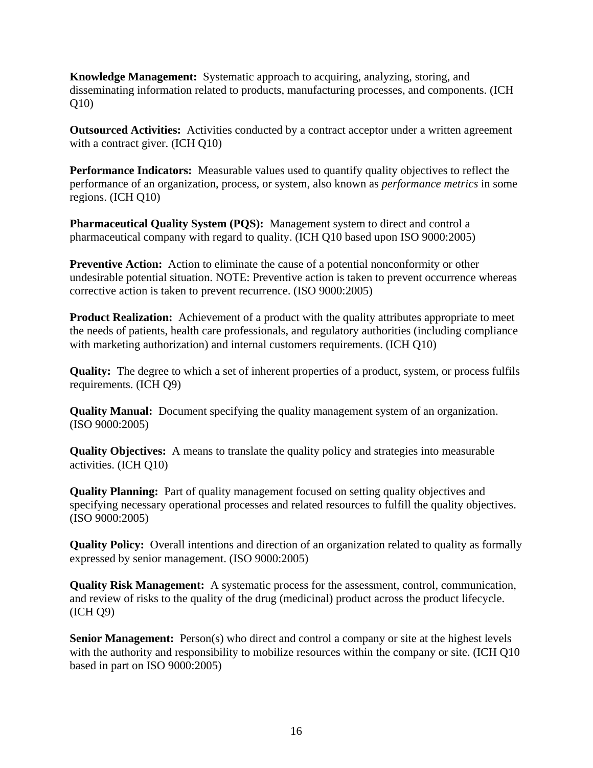**Knowledge Management:** Systematic approach to acquiring, analyzing, storing, and disseminating information related to products, manufacturing processes, and components. (ICH Q10)

**Outsourced Activities:** Activities conducted by a contract acceptor under a written agreement with a contract giver. (ICH Q10)

**Performance Indicators:** Measurable values used to quantify quality objectives to reflect the performance of an organization, process, or system, also known as *performance metrics* in some regions. (ICH Q10)

**Pharmaceutical Quality System (PQS):** Management system to direct and control a pharmaceutical company with regard to quality. (ICH Q10 based upon ISO 9000:2005)

**Preventive Action:** Action to eliminate the cause of a potential nonconformity or other undesirable potential situation. NOTE: Preventive action is taken to prevent occurrence whereas corrective action is taken to prevent recurrence. (ISO 9000:2005)

**Product Realization:** Achievement of a product with the quality attributes appropriate to meet the needs of patients, health care professionals, and regulatory authorities (including compliance with marketing authorization) and internal customers requirements. (ICH Q10)

**Quality:** The degree to which a set of inherent properties of a product, system, or process fulfils requirements. (ICH Q9)

**Quality Manual:** Document specifying the quality management system of an organization. (ISO 9000:2005)

**Quality Objectives:** A means to translate the quality policy and strategies into measurable activities. (ICH Q10)

**Quality Planning:** Part of quality management focused on setting quality objectives and specifying necessary operational processes and related resources to fulfill the quality objectives. (ISO 9000:2005)

**Quality Policy:** Overall intentions and direction of an organization related to quality as formally expressed by senior management. (ISO 9000:2005)

**Quality Risk Management:** A systematic process for the assessment, control, communication, and review of risks to the quality of the drug (medicinal) product across the product lifecycle. (ICH Q9)

**Senior Management:** Person(s) who direct and control a company or site at the highest levels with the authority and responsibility to mobilize resources within the company or site. (ICH Q10 based in part on ISO 9000:2005)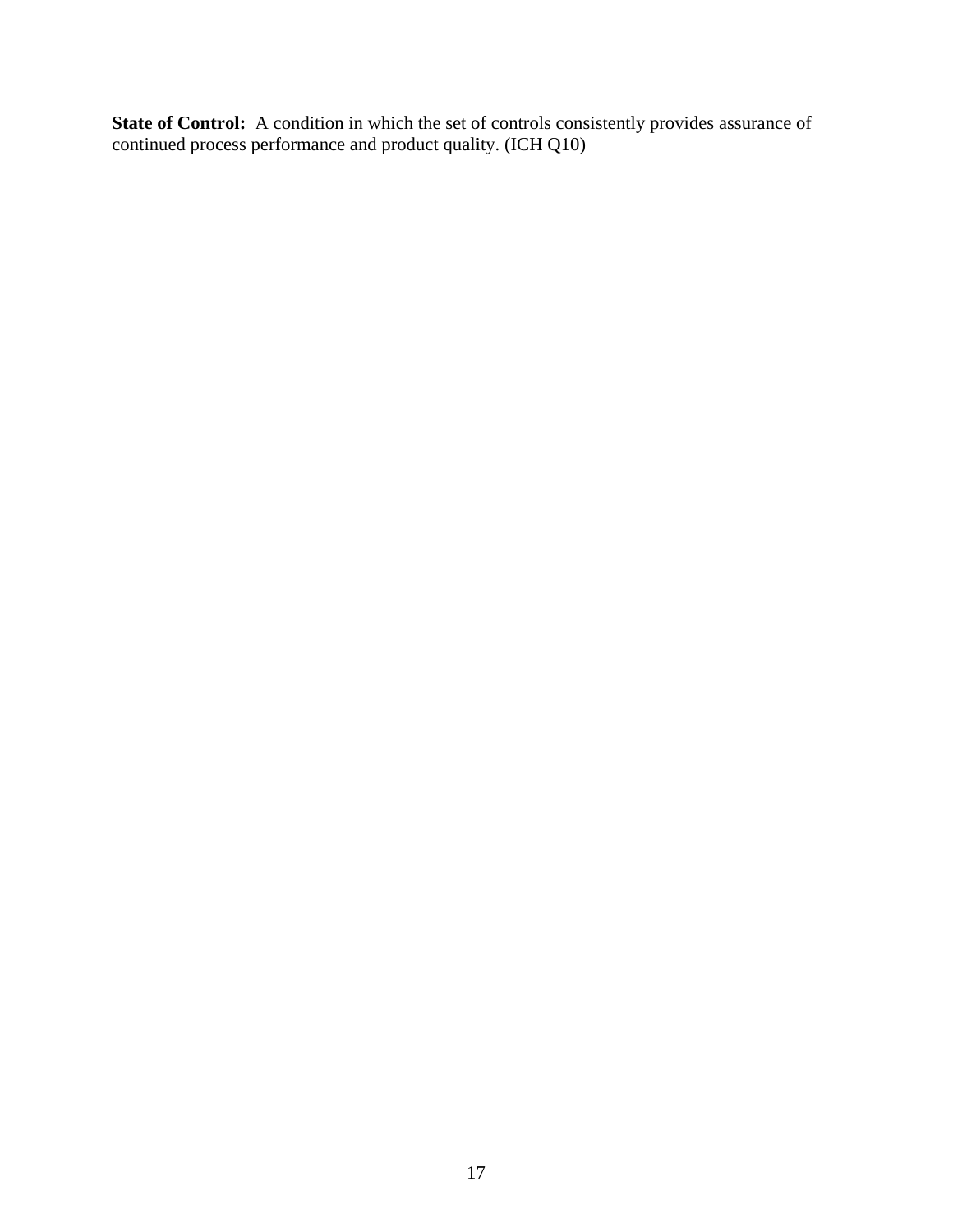**State of Control:** A condition in which the set of controls consistently provides assurance of continued process performance and product quality. (ICH Q10)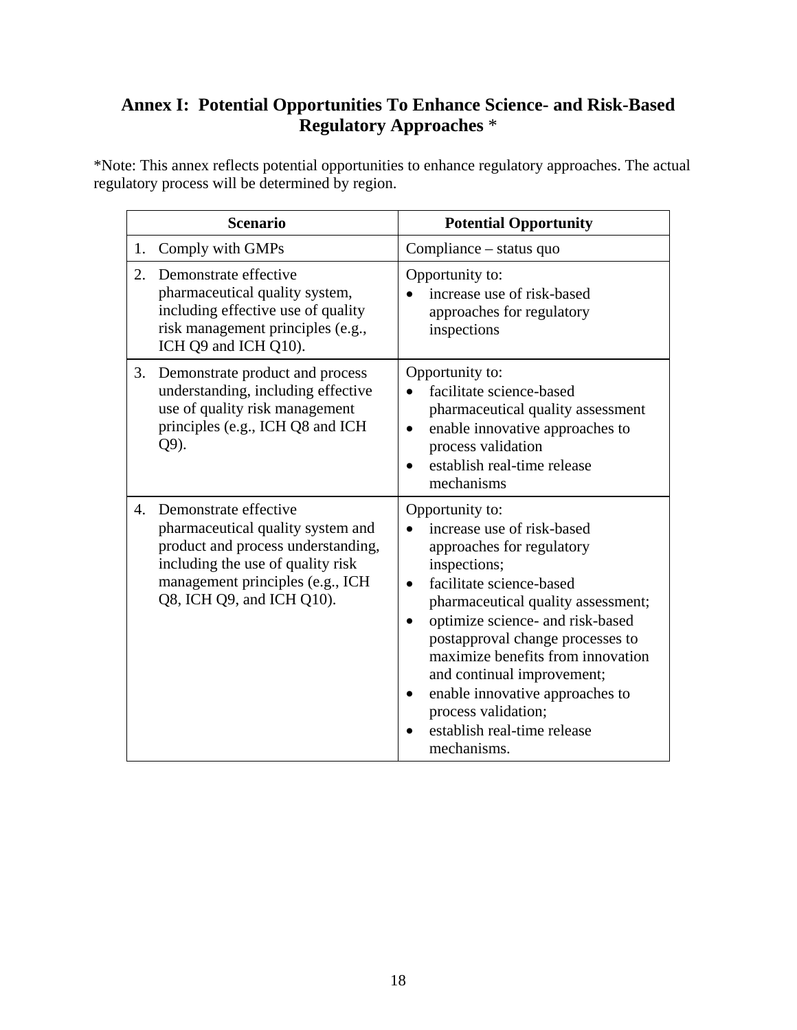# Annex I: Potential Opportunities To Enhance Science- and Risk-Based Regulatory Approaches *

*Note: This annex reflects potential opportunities to enhance regulatory approaches. The actual regulatory process will be determined by region.

| Scenario | Potential Opportunity |
| --- | --- |
| 1. Comply with GMPs | Compliance – status quo |
| 2. Demonstrate effective pharmaceutical quality system, including effective use of quality risk management principles (e.g., ICH Q9 and ICH Q10). | Opportunity to:<br>• increase use of risk-based approaches for regulatory inspections |
| 3. Demonstrate product and process understanding, including effective use of quality risk management principles (e.g., ICH Q8 and ICH Q9). | Opportunity to:<br>• facilitate science-based pharmaceutical quality assessment<br>• enable innovative approaches to process validation<br>• establish real-time release mechanisms |
| 4. Demonstrate effective pharmaceutical quality system and product and process understanding, including the use of quality risk management principles (e.g., ICH Q8, ICH Q9, and ICH Q10). | Opportunity to:<br>• increase use of risk-based approaches for regulatory inspections;<br>• facilitate science-based pharmaceutical quality assessment;<br>• optimize science- and risk-based postapproval change processes to maximize benefits from innovation and continual improvement;<br>• enable innovative approaches to process validation;<br>• establish real-time release mechanisms. |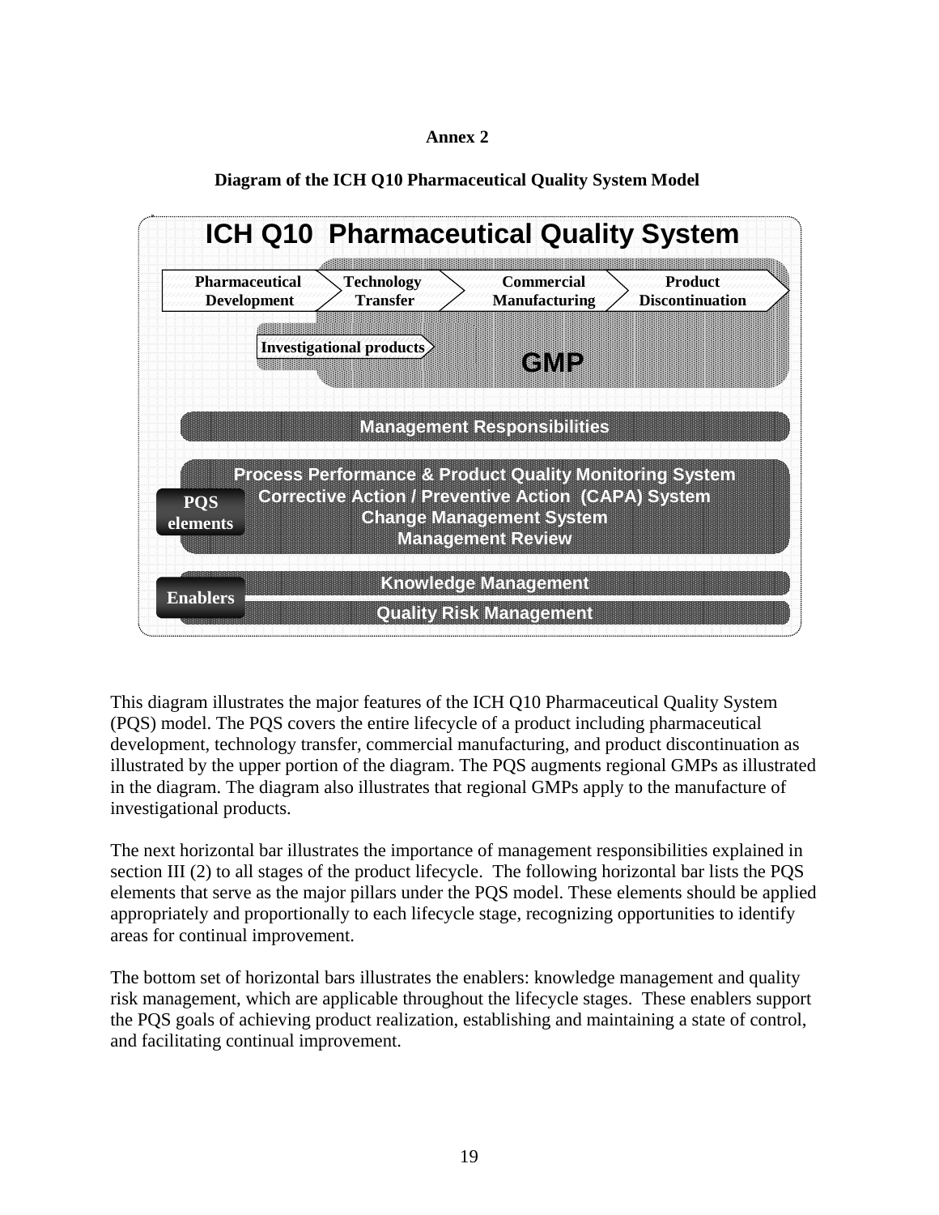# Annex 2

## Diagram of the ICH Q10 Pharmaceutical Quality System Model

ICH Q10 Pharmaceutical Quality System

Pharmaceutical Development

Technology Transfer

Commercial Manufacturing

Product Discontinuation

Investigational products

GMP

Management Responsibilities

PQS elements

Process Performance & Product Quality Monitoring System

Corrective Action / Preventive Action (CAPA) System

Change Management System

Management Review

Enablers

Knowledge Management

Quality Risk Management

This diagram illustrates the major features of the ICH Q10 Pharmaceutical Quality System (PQS) model. The PQS covers the entire lifecycle of a product including pharmaceutical development, technology transfer, commercial manufacturing, and product discontinuation as illustrated by the upper portion of the diagram. The PQS augments regional GMPs as illustrated in the diagram. The diagram also illustrates that regional GMPs apply to the manufacture of investigational products.

The next horizontal bar illustrates the importance of management responsibilities explained in section III (2) to all stages of the product lifecycle. The following horizontal bar lists the PQS elements that serve as the major pillars under the PQS model. These elements should be applied appropriately and proportionally to each lifecycle stage, recognizing opportunities to identify areas for continual improvement.

The bottom set of horizontal bars illustrates the enablers: knowledge management and quality risk management, which are applicable throughout the lifecycle stages. These enablers support the PQS goals of achieving product realization, establishing and maintaining a state of control, and facilitating continual improvement.